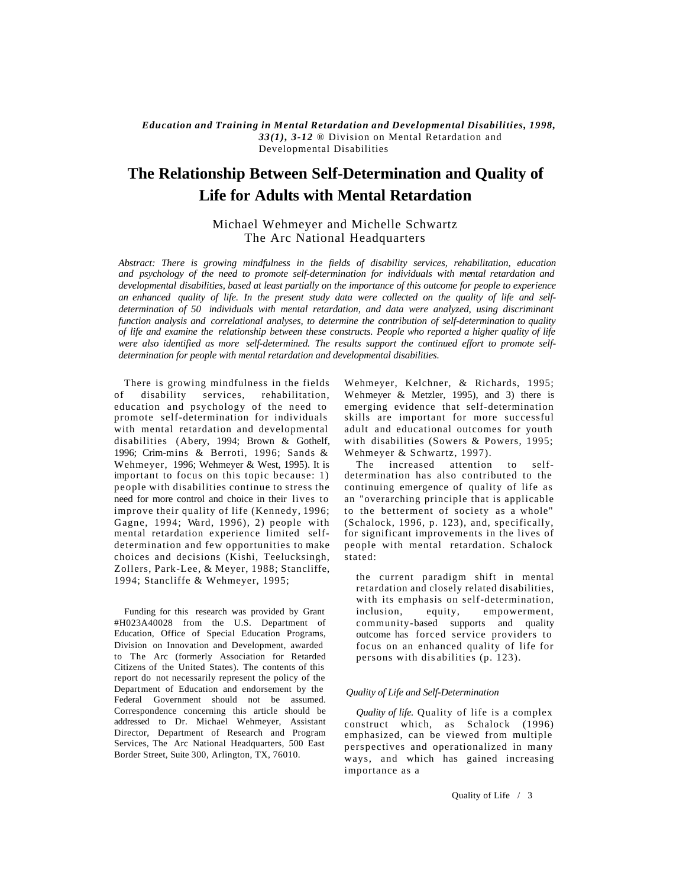*Education and Training in Mental Retardation and Developmental Disabilities, 1998, 33(1), 3-12* ® Division on Mental Retardation and Developmental Disabilities

# The Relationship Between Self-Determination and Quality of Life for Adults with Mental Retardation

Michael Wehmeyer and Michelle Schwartz
The Arc National Headquarters

*Abstract: There is growing mindfulness in the fields of disability services, rehabilitation, education and psychology of the need to promote self-determination for individuals with mental retardation and developmental disabilities, based at least partially on the importance of this outcome for people to experience an enhanced quality of life. In the present study data were collected on the quality of life and self-determination of 50 individuals with mental retardation, and data were analyzed, using discriminant function analysis and correlational analyses, to determine the contribution of self-determination to quality of life and examine the relationship between these constructs. People who reported a higher quality of life were also identified as more self-determined. The results support the continued effort to promote self-determination for people with mental retardation and developmental disabilities.*

There is growing mindfulness in the fields of disability services, rehabilitation, education and psychology of the need to promote self-determination for individuals with mental retardation and developmental disabilities (Abery, 1994; Brown & Gothelf, 1996; Crim-mins & Berroti, 1996; Sands & Wehmeyer, 1996; Wehmeyer & West, 1995). It is important to focus on this topic because: 1) people with disabilities continue to stress the need for more control and choice in their lives to improve their quality of life (Kennedy, 1996; Gagne, 1994; Ward, 1996), 2) people with mental retardation experience limited self-determination and few opportunities to make choices and decisions (Kishi, Teelucksingh, Zollers, Park-Lee, & Meyer, 1988; Stancliffe, 1994; Stancliffe & Wehmeyer, 1995; Wehmeyer, Kelchner, & Richards, 1995; Wehmeyer & Metzler, 1995), and 3) there is emerging evidence that self-determination skills are important for more successful adult and educational outcomes for youth with disabilities (Sowers & Powers, 1995; Wehmeyer & Schwartz, 1997).

Funding for this research was provided by Grant #H023A40028 from the U.S. Department of Education, Office of Special Education Programs, Division on Innovation and Development, awarded to The Arc (formerly Association for Retarded Citizens of the United States). The contents of this report do not necessarily represent the policy of the Department of Education and endorsement by the Federal Government should not be assumed. Correspondence concerning this article should be addressed to Dr. Michael Wehmeyer, Assistant Director, Department of Research and Program Services, The Arc National Headquarters, 500 East Border Street, Suite 300, Arlington, TX, 76010.

The increased attention to self-determination has also contributed to the continuing emergence of quality of life as an "overarching principle that is applicable to the betterment of society as a whole" (Schalock, 1996, p. 123), and, specifically, for significant improvements in the lives of people with mental retardation. Schalock stated:

> the current paradigm shift in mental retardation and closely related disabilities, with its emphasis on self-determination, inclusion, equity, empowerment, community-based supports and quality outcome has forced service providers to focus on an enhanced quality of life for persons with disabilities (p. 123).

### *Quality of Life and Self-Determination*

*Quality of life.* Quality of life is a complex construct which, as Schalock (1996) emphasized, can be viewed from multiple perspectives and operationalized in many ways, and which has gained increasing importance as a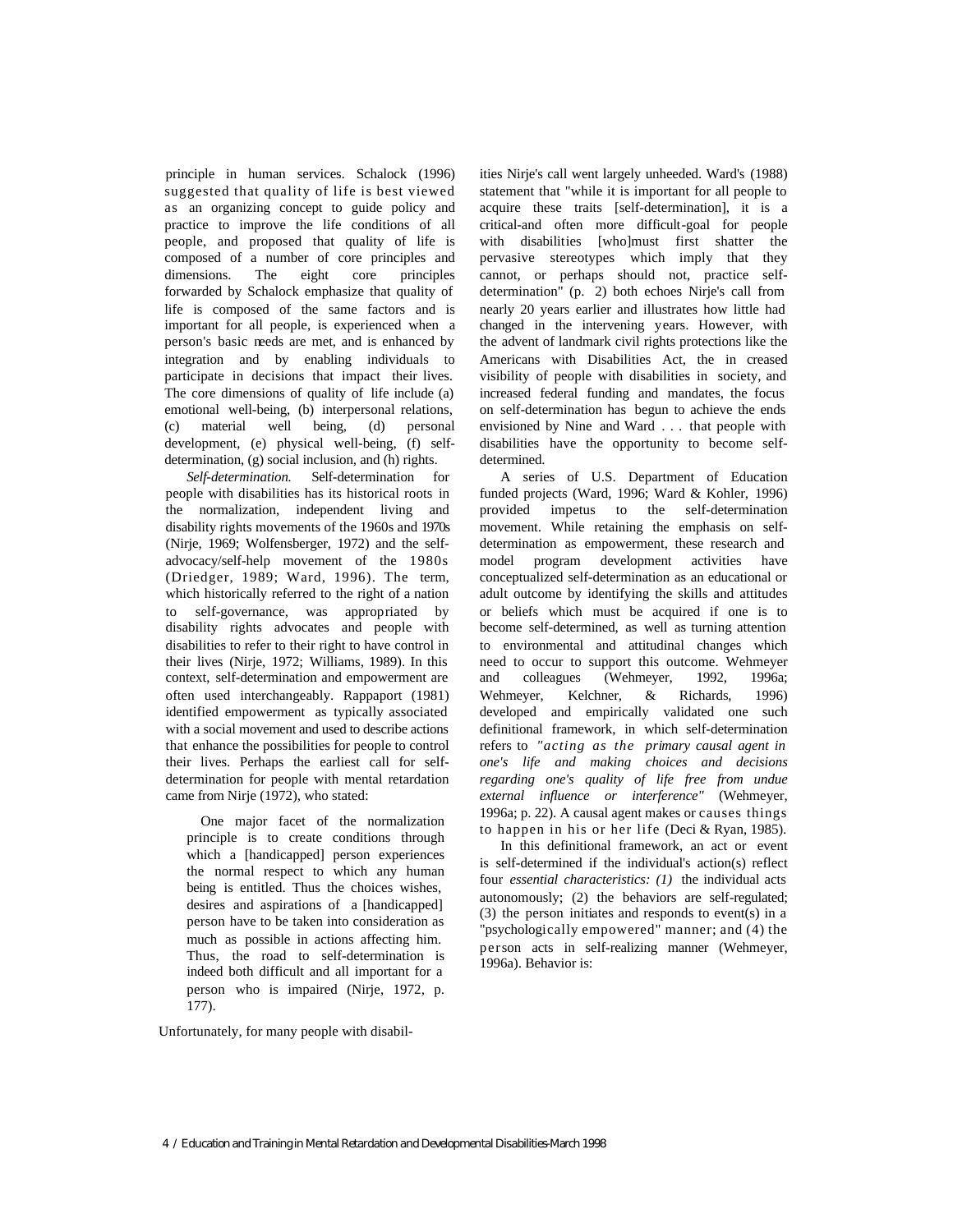principle in human services. Schalock (1996) suggested that quality of life is best viewed as an organizing concept to guide policy and practice to improve the life conditions of all people, and proposed that quality of life is composed of a number of core principles and dimensions. The eight core principles forwarded by Schalock emphasize that quality of life is composed of the same factors and is important for all people, is experienced when a person's basic needs are met, and is enhanced by integration and by enabling individuals to participate in decisions that impact their lives. The core dimensions of quality of life include (a) emotional well-being, (b) interpersonal relations, (c) material well being, (d) personal development, (e) physical well-being, (f) self-determination, (g) social inclusion, and (h) rights.

*Self-determination.* Self-determination for people with disabilities has its historical roots in the normalization, independent living and disability rights movements of the 1960s and 1970s (Nirje, 1969; Wolfensberger, 1972) and the self-advocacy/self-help movement of the 1980s (Driedger, 1989; Ward, 1996). The term, which historically referred to the right of a nation to self-governance, was appropriated by disability rights advocates and people with disabilities to refer to their right to have control in their lives (Nirje, 1972; Williams, 1989). In this context, self-determination and empowerment are often used interchangeably. Rappaport (1981) identified empowerment as typically associated with a social movement and used to describe actions that enhance the possibilities for people to control their lives. Perhaps the earliest call for self-determination for people with mental retardation came from Nirje (1972), who stated:

> One major facet of the normalization principle is to create conditions through which a [handicapped] person experiences the normal respect to which any human being is entitled. Thus the choices wishes, desires and aspirations of a [handicapped] person have to be taken into consideration as much as possible in actions affecting him. Thus, the road to self-determination is indeed both difficult and all important for a person who is impaired (Nirje, 1972, p. 177).

Unfortunately, for many people with disabilities Nirje's call went largely unheeded. Ward's (1988) statement that "while it is important for all people to acquire these traits [self-determination], it is a critical-and often more difficult-goal for people with disabilities [who]must first shatter the pervasive stereotypes which imply that they cannot, or perhaps should not, practice self-determination" (p. 2) both echoes Nirje's call from nearly 20 years earlier and illustrates how little had changed in the intervening years. However, with the advent of landmark civil rights protections like the Americans with Disabilities Act, the in creased visibility of people with disabilities in society, and increased federal funding and mandates, the focus on self-determination has begun to achieve the ends envisioned by Nine and Ward . . . that people with disabilities have the opportunity to become self-determined.

A series of U.S. Department of Education funded projects (Ward, 1996; Ward & Kohler, 1996) provided impetus to the self-determination movement. While retaining the emphasis on self-determination as empowerment, these research and model program development activities have conceptualized self-determination as an educational or adult outcome by identifying the skills and attitudes or beliefs which must be acquired if one is to become self-determined, as well as turning attention to environmental and attitudinal changes which need to occur to support this outcome. Wehmeyer and colleagues (Wehmeyer, 1992, 1996a; Wehmeyer, Kelchner, & Richards, 1996) developed and empirically validated one such definitional framework, in which self-determination refers to *"acting as the primary causal agent in one's life and making choices and decisions regarding one's quality of life free from undue external influence or interference"* (Wehmeyer, 1996a; p. 22). A causal agent makes or causes things to happen in his or her life (Deci & Ryan, 1985).

In this definitional framework, an act or event is self-determined if the individual's action(s) reflect four *essential characteristics: (1)* the individual acts autonomously; (2) the behaviors are self-regulated; (3) the person initiates and responds to event(s) in a "psychologically empowered" manner; and (4) the person acts in self-realizing manner (Wehmeyer, 1996a). Behavior is: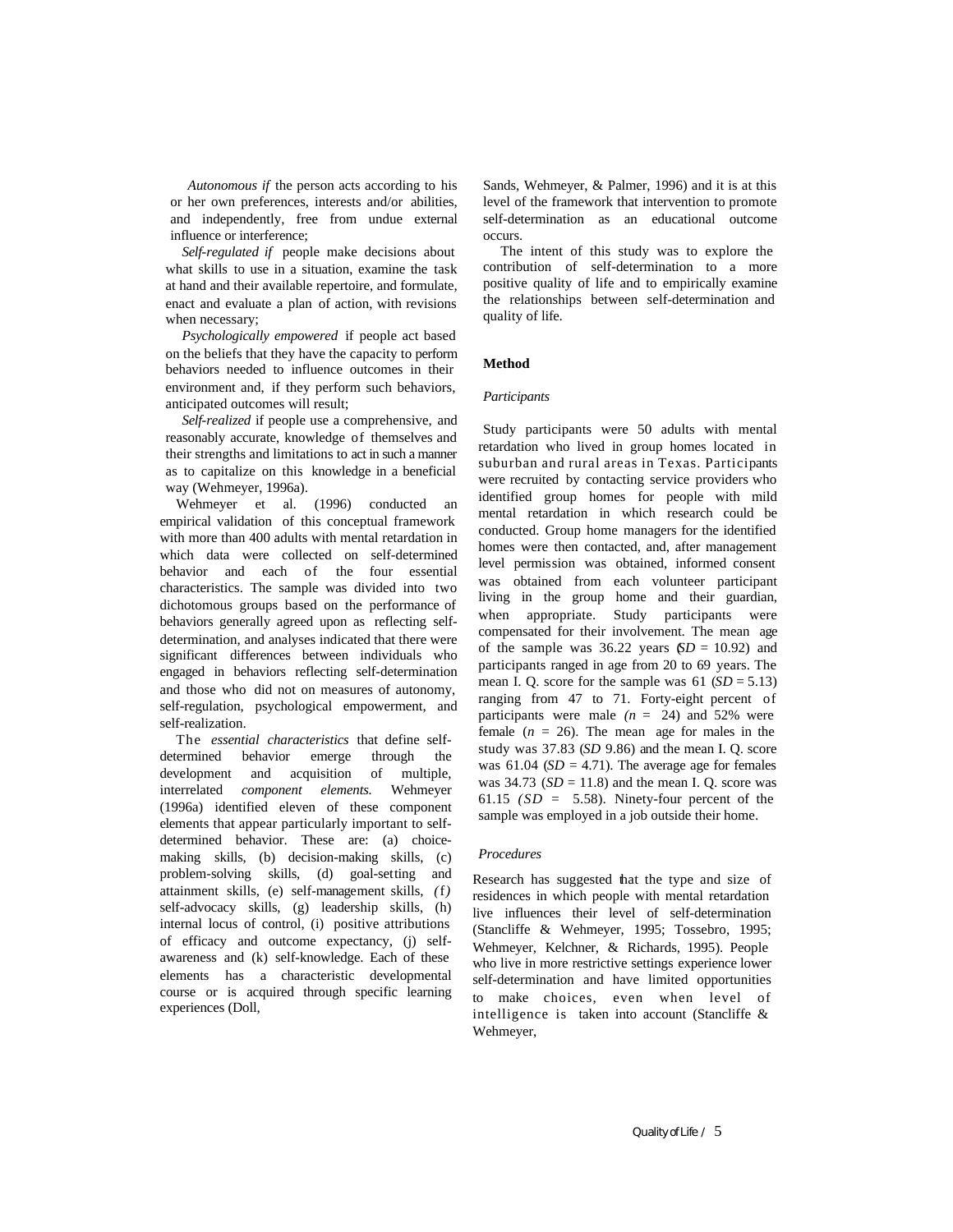*Autonomous if* the person acts according to his or her own preferences, interests and/or abilities, and independently, free from undue external influence or interference;

*Self-regulated if* people make decisions about what skills to use in a situation, examine the task at hand and their available repertoire, and formulate, enact and evaluate a plan of action, with revisions when necessary;

*Psychologically empowered* if people act based on the beliefs that they have the capacity to perform behaviors needed to influence outcomes in their environment and, if they perform such behaviors, anticipated outcomes will result;

*Self-realized* if people use a comprehensive, and reasonably accurate, knowledge of themselves and their strengths and limitations to act in such a manner as to capitalize on this knowledge in a beneficial way (Wehmeyer, 1996a).

Wehmeyer et al. (1996) conducted an empirical validation of this conceptual framework with more than 400 adults with mental retardation in which data were collected on self-determined behavior and each of the four essential characteristics. The sample was divided into two dichotomous groups based on the performance of behaviors generally agreed upon as reflecting self-determination, and analyses indicated that there were significant differences between individuals who engaged in behaviors reflecting self-determination and those who did not on measures of autonomy, self-regulation, psychological empowerment, and self-realization.

The *essential characteristics* that define self-determined behavior emerge through the development and acquisition of multiple, interrelated *component elements.* Wehmeyer (1996a) identified eleven of these component elements that appear particularly important to self-determined behavior. These are: (a) choice-making skills, (b) decision-making skills, (c) problem-solving skills, (d) goal-setting and attainment skills, (e) self-management skills, *(f)* self-advocacy skills, (g) leadership skills, (h) internal locus of control, (i) positive attributions of efficacy and outcome expectancy, (j) self-awareness and (k) self-knowledge. Each of these elements has a characteristic developmental course or is acquired through specific learning experiences (Doll, Sands, Wehmeyer, & Palmer, 1996) and it is at this level of the framework that intervention to promote self-determination as an educational outcome occurs.

The intent of this study was to explore the contribution of self-determination to a more positive quality of life and to empirically examine the relationships between self-determination and quality of life.

## Method

### *Participants*

Study participants were 50 adults with mental retardation who lived in group homes located in suburban and rural areas in Texas. Participants were recruited by contacting service providers who identified group homes for people with mild mental retardation in which research could be conducted. Group home managers for the identified homes were then contacted, and, after management level permission was obtained, informed consent was obtained from each volunteer participant living in the group home and their guardian, when appropriate. Study participants were compensated for their involvement. The mean age of the sample was 36.22 years ($SD$ = 10.92) and participants ranged in age from 20 to 69 years. The mean I. Q. score for the sample was 61 ($SD$ = 5.13) ranging from 47 to 71. Forty-eight percent of participants were male *(n* = 24) and 52% were female ($n$ = 26). The mean age for males in the study was 37.83 ($SD$ 9.86) and the mean I. Q. score was 61.04 ($SD$ = 4.71). The average age for females was 34.73 ($SD$ = 11.8) and the mean I. Q. score was 61.15 *(SD* = 5.58). Ninety-four percent of the sample was employed in a job outside their home.

### *Procedures*

Research has suggested that the type and size of residences in which people with mental retardation live influences their level of self-determination (Stancliffe & Wehmeyer, 1995; Tossebro, 1995; Wehmeyer, Kelchner, & Richards, 1995). People who live in more restrictive settings experience lower self-determination and have limited opportunities to make choices, even when level of intelligence is taken into account (Stancliffe & Wehmeyer,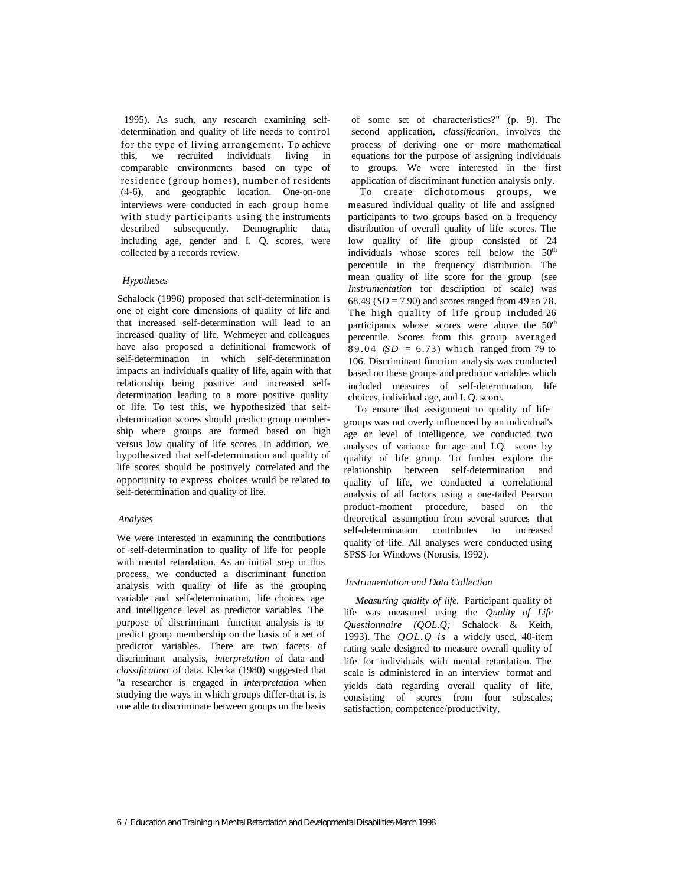1995). As such, any research examining self-determination and quality of life needs to control for the type of living arrangement. To achieve this, we recruited individuals living in comparable environments based on type of residence (group homes), number of residents (4-6), and geographic location. One-on-one interviews were conducted in each group home with study participants using the instruments described subsequently. Demographic data, including age, gender and I. Q. scores, were collected by a records review.

### *Hypotheses*

Schalock (1996) proposed that self-determination is one of eight core dimensions of quality of life and that increased self-determination will lead to an increased quality of life. Wehmeyer and colleagues have also proposed a definitional framework of self-determination in which self-determination impacts an individual's quality of life, again with that relationship being positive and increased self-determination leading to a more positive quality of life. To test this, we hypothesized that self-determination scores should predict group membership where groups are formed based on high versus low quality of life scores. In addition, we hypothesized that self-determination and quality of life scores should be positively correlated and the opportunity to express choices would be related to self-determination and quality of life.

### *Analyses*

We were interested in examining the contributions of self-determination to quality of life for people with mental retardation. As an initial step in this process, we conducted a discriminant function analysis with quality of life as the grouping variable and self-determination, life choices, age and intelligence level as predictor variables. The purpose of discriminant function analysis is to predict group membership on the basis of a set of predictor variables. There are two facets of discriminant analysis, *interpretation* of data and *classification* of data. Klecka (1980) suggested that "a researcher is engaged in *interpretation* when studying the ways in which groups differ-that is, is one able to discriminate between groups on the basis of some set of characteristics?" (p. 9). The second application, *classification,* involves the process of deriving one or more mathematical equations for the purpose of assigning individuals to groups. We were interested in the first application of discriminant function analysis only.

To create dichotomous groups, we measured individual quality of life and assigned participants to two groups based on a frequency distribution of overall quality of life scores. The low quality of life group consisted of 24 individuals whose scores fell below the 50th percentile in the frequency distribution. The mean quality of life score for the group (see *Instrumentation* for description of scale) was 68.49 ($SD = 7.90$) and scores ranged from 49 to 78. The high quality of life group included 26 participants whose scores were above the 50th percentile. Scores from this group averaged 89.04 ($SD = 6.73$) which ranged from 79 to 106. Discriminant function analysis was conducted based on these groups and predictor variables which included measures of self-determination, life choices, individual age, and I. Q. score.

To ensure that assignment to quality of life groups was not overly influenced by an individual's age or level of intelligence, we conducted two analyses of variance for age and I.Q. score by quality of life group. To further explore the relationship between self-determination and quality of life, we conducted a correlational analysis of all factors using a one-tailed Pearson product-moment procedure, based on the theoretical assumption from several sources that self-determination contributes to increased quality of life. All analyses were conducted using SPSS for Windows (Norusis, 1992).

### *Instrumentation and Data Collection*

*Measuring quality of life.* Participant quality of life was measured using the *Quality of Life Questionnaire (QOL.Q;* Schalock & Keith, 1993). The *QOL.Q is* a widely used, 40-item rating scale designed to measure overall quality of life for individuals with mental retardation. The scale is administered in an interview format and yields data regarding overall quality of life, consisting of scores from four subscales; satisfaction, competence/productivity,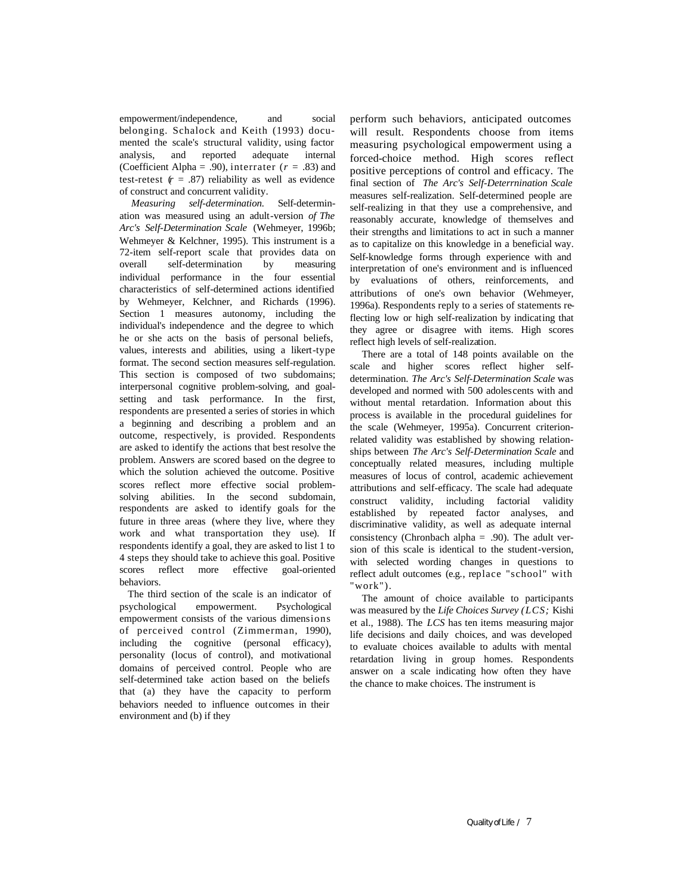empowerment/independence, and social belonging. Schalock and Keith (1993) documented the scale's structural validity, using factor analysis, and reported adequate internal (Coefficient Alpha = .90), interrater ($r$ = .83) and test-retest ($r$ = .87) reliability as well as evidence of construct and concurrent validity.

*Measuring self-determination.* Self-determination was measured using an adult-version *of The Arc's Self-Determination Scale* (Wehmeyer, 1996b; Wehmeyer & Kelchner, 1995). This instrument is a 72-item self-report scale that provides data on overall self-determination by measuring individual performance in the four essential characteristics of self-determined actions identified by Wehmeyer, Kelchner, and Richards (1996). Section 1 measures autonomy, including the individual's independence and the degree to which he or she acts on the basis of personal beliefs, values, interests and abilities, using a likert-type format. The second section measures self-regulation. This section is composed of two subdomains; interpersonal cognitive problem-solving, and goal-setting and task performance. In the first, respondents are presented a series of stories in which a beginning and describing a problem and an outcome, respectively, is provided. Respondents are asked to identify the actions that best resolve the problem. Answers are scored based on the degree to which the solution achieved the outcome. Positive scores reflect more effective social problem-solving abilities. In the second subdomain, respondents are asked to identify goals for the future in three areas (where they live, where they work and what transportation they use). If respondents identify a goal, they are asked to list 1 to 4 steps they should take to achieve this goal. Positive scores reflect more effective goal-oriented behaviors.

The third section of the scale is an indicator of psychological empowerment. Psychological empowerment consists of the various dimensions of perceived control (Zimmerman, 1990), including the cognitive (personal efficacy), personality (locus of control), and motivational domains of perceived control. People who are self-determined take action based on the beliefs that (a) they have the capacity to perform behaviors needed to influence outcomes in their environment and (b) if they perform such behaviors, anticipated outcomes will result. Respondents choose from items measuring psychological empowerment using a forced-choice method. High scores reflect positive perceptions of control and efficacy. The final section of *The Arc's Self-Deterrnination Scale* measures self-realization. Self-determined people are self-realizing in that they use a comprehensive, and reasonably accurate, knowledge of themselves and their strengths and limitations to act in such a manner as to capitalize on this knowledge in a beneficial way. Self-knowledge forms through experience with and interpretation of one's environment and is influenced by evaluations of others, reinforcements, and attributions of one's own behavior (Wehmeyer, 1996a). Respondents reply to a series of statements reflecting low or high self-realization by indicating that they agree or disagree with items. High scores reflect high levels of self-realization.

There are a total of 148 points available on the scale and higher scores reflect higher self-determination. *The Arc's Self-Determination Scale* was developed and normed with 500 adolescents with and without mental retardation. Information about this process is available in the procedural guidelines for the scale (Wehmeyer, 1995a). Concurrent criterion-related validity was established by showing relationships between *The Arc's Self-Determination Scale* and conceptually related measures, including multiple measures of locus of control, academic achievement attributions and self-efficacy. The scale had adequate construct validity, including factorial validity established by repeated factor analyses, and discriminative validity, as well as adequate internal consistency (Chronbach alpha = .90). The adult version of this scale is identical to the student-version, with selected wording changes in questions to reflect adult outcomes (e.g., replace "school" with "work").

The amount of choice available to participants was measured by the *Life Choices Survey (LCS;* Kishi et al., 1988). The *LCS* has ten items measuring major life decisions and daily choices, and was developed to evaluate choices available to adults with mental retardation living in group homes. Respondents answer on a scale indicating how often they have the chance to make choices. The instrument is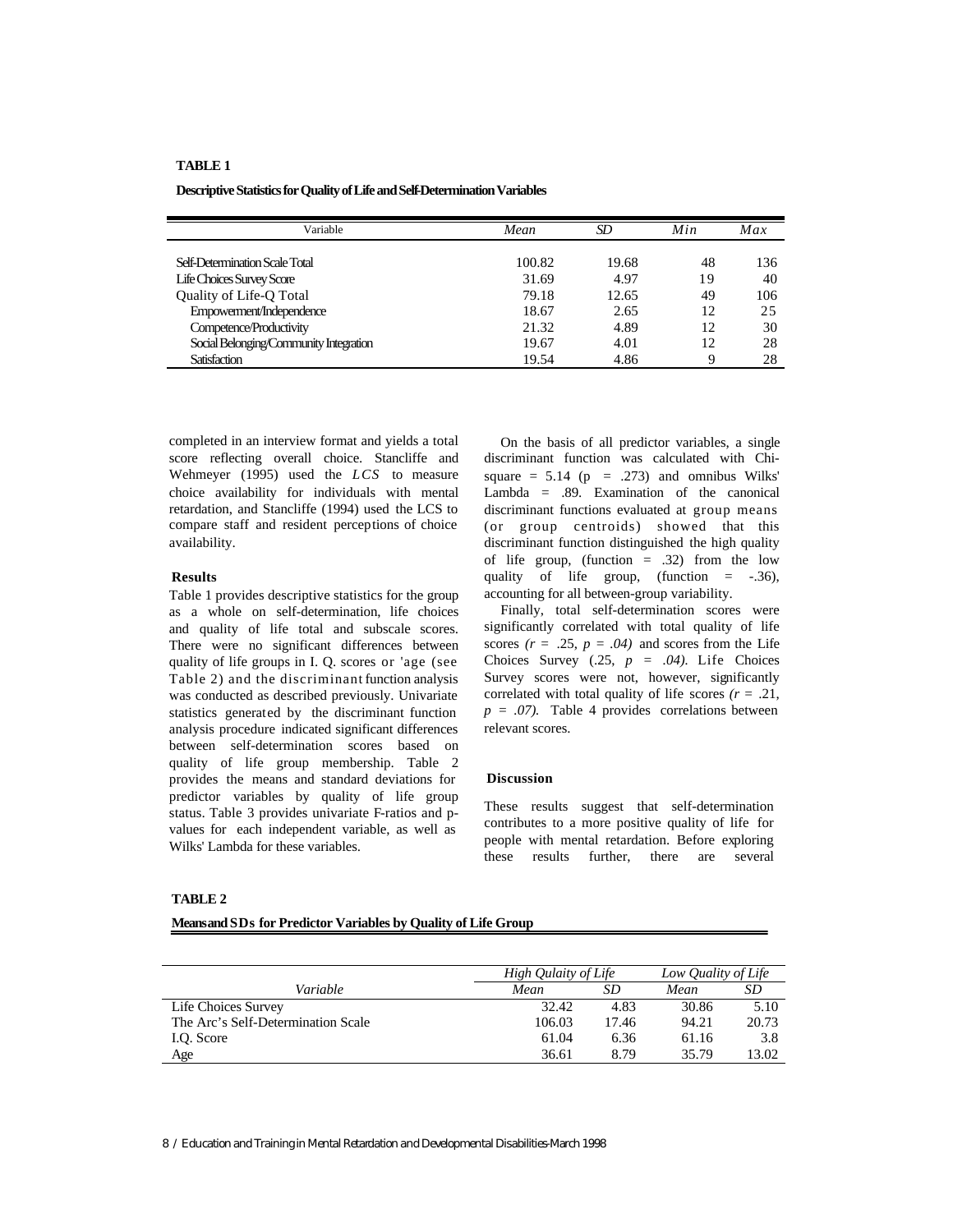**TABLE 1**

**Descriptive Statistics for Quality of Life and Self-Determination Variables**

| Variable | *Mean* | *SD* | *Min* | *Max* |
|---|---|---|---|---|
| Self-Determination Scale Total | 100.82 | 19.68 | 48 | 136 |
| Life Choices Survey Score | 31.69 | 4.97 | 19 | 40 |
| Quality of Life-Q Total | 79.18 | 12.65 | 49 | 106 |
| Empowerment/Independence | 18.67 | 2.65 | 12 | 25 |
| Competence/Productivity | 21.32 | 4.89 | 12 | 30 |
| Social Belonging/Community Integration | 19.67 | 4.01 | 12 | 28 |
| Satisfaction | 19.54 | 4.86 | 9 | 28 |

completed in an interview format and yields a total score reflecting overall choice. Stancliffe and Wehmeyer (1995) used the *LCS* to measure choice availability for individuals with mental retardation, and Stancliffe (1994) used the LCS to compare staff and resident perceptions of choice availability.

### Results

Table 1 provides descriptive statistics for the group as a whole on self-determination, life choices and quality of life total and subscale scores. There were no significant differences between quality of life groups in I. Q. scores or 'age (see Table 2) and the discriminant function analysis was conducted as described previously. Univariate statistics generated by the discriminant function analysis procedure indicated significant differences between self-determination scores based on quality of life group membership. Table 2 provides the means and standard deviations for predictor variables by quality of life group status. Table 3 provides univariate F-ratios and p-values for each independent variable, as well as Wilks' Lambda for these variables.

On the basis of all predictor variables, a single discriminant function was calculated with Chi-square = 5.14 (p = .273) and omnibus Wilks' Lambda = .89. Examination of the canonical discriminant functions evaluated at group means (or group centroids) showed that this discriminant function distinguished the high quality of life group, (function = .32) from the low quality of life group, (function = -.36), accounting for all between-group variability.

Finally, total self-determination scores were significantly correlated with total quality of life scores *(r* = .25, *p = .04)* and scores from the Life Choices Survey (.25, *p* = *.04).* Life Choices Survey scores were not, however, significantly correlated with total quality of life scores *(r* = .21, *p* = *.07).* Table 4 provides correlations between relevant scores.

### Discussion

These results suggest that self-determination contributes to a more positive quality of life for people with mental retardation. Before exploring these results further, there are several

**TABLE 2**

**Means and SDs for Predictor Variables by Quality of Life Group**

| | *High Qulaity of Life* | | *Low Quality of Life* | |
|---|---|---|---|---|
| *Variable* | *Mean* | *SD* | *Mean* | *SD* |
| Life Choices Survey | 32.42 | 4.83 | 30.86 | 5.10 |
| The Arc's Self-Determination Scale | 106.03 | 17.46 | 94.21 | 20.73 |
| I.Q. Score | 61.04 | 6.36 | 61.16 | 3.8 |
| Age | 36.61 | 8.79 | 35.79 | 13.02 |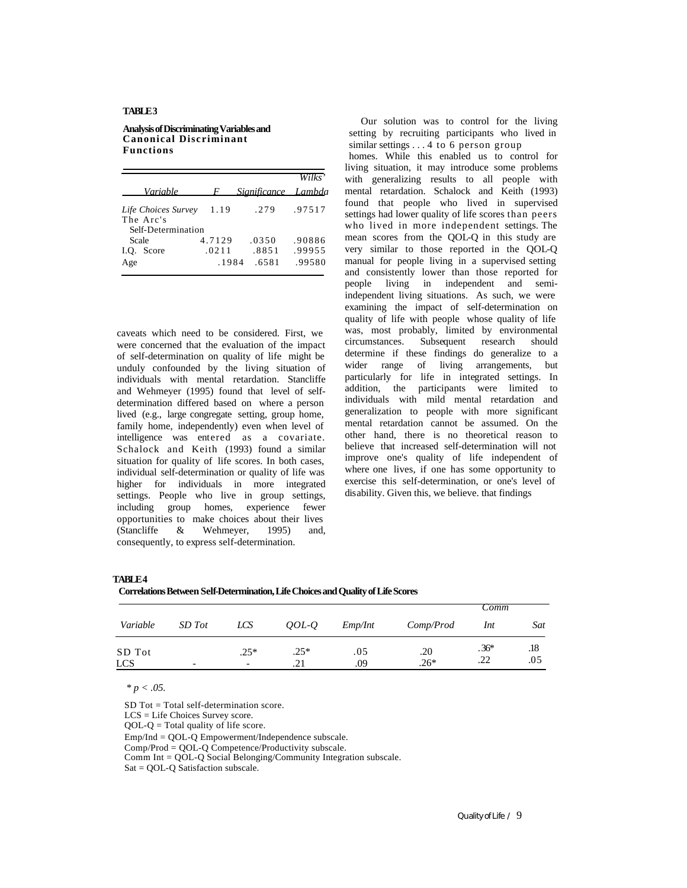**TABLE 3**

**Analysis of Discriminating Variables and Canonical Discriminant Functions**

| Variable | F | Significance | Wilks' Lambda |
|---|---|---|---|
| Life Choices Survey | 1.19 | .279 | .97517 |
| The Arc's Self-Determination Scale | 4.7129 | .0350 | .90886 |
| I.Q. Score | .0211 | .8851 | .99955 |
| Age | .1984 | .6581 | .99580 |

caveats which need to be considered. First, we were concerned that the evaluation of the impact of self-determination on quality of life might be unduly confounded by the living situation of individuals with mental retardation. Stancliffe and Wehmeyer (1995) found that level of self-determination differed based on where a person lived (e.g., large congregate setting, group home, family home, independently) even when level of intelligence was entered as a covariate. Schalock and Keith (1993) found a similar situation for quality of life scores. In both cases, individual self-determination or quality of life was higher for individuals in more integrated settings. People who live in group settings, including group homes, experience fewer opportunities to make choices about their lives (Stancliffe & Wehmeyer, 1995) and, consequently, to express self-determination.

Our solution was to control for the living setting by recruiting participants who lived in similar settings . . . 4 to 6 person group homes. While this enabled us to control for living situation, it may introduce some problems with generalizing results to all people with mental retardation. Schalock and Keith (1993) found that people who lived in supervised settings had lower quality of life scores than peers who lived in more independent settings. The mean scores from the QOL-Q in this study are very similar to those reported in the QOL-Q manual for people living in a supervised setting and consistently lower than those reported for people living in independent and semi-independent living situations. As such, we were examining the impact of self-determination on quality of life with people whose quality of life was, most probably, limited by environmental circumstances. Subsequent research should determine if these findings do generalize to a wider range of living arrangements, but particularly for life in integrated settings. In addition, the participants were limited to individuals with mild mental retardation and generalization to people with more significant mental retardation cannot be assumed. On the other hand, there is no theoretical reason to believe that increased self-determination will not improve one's quality of life independent of where one lives, if one has some opportunity to exercise this self-determination, or one's level of disability. Given this, we believe. that findings

**TABLE 4**

**Correlations Between Self-Determination, Life Choices and Quality of Life Scores**

| Variable | SD Tot | LCS | QOL-Q | Emp/Int | Comp/Prod | Comm Int | Sat |
|---|---|---|---|---|---|---|---|
| SD Tot | | .25* | .25* | .05 | .20 | .36* | .18 |
| LCS | - | - | .21 | .09 | .26* | .22 | .05 |

* $p < .05$.

SD Tot = Total self-determination score.
LCS = Life Choices Survey score.
QOL-Q = Total quality of life score.
Emp/Ind = QOL-Q Empowerment/Independence subscale.
Comp/Prod = QOL-Q Competence/Productivity subscale.
Comm Int = QOL-Q Social Belonging/Community Integration subscale.
Sat = QOL-Q Satisfaction subscale.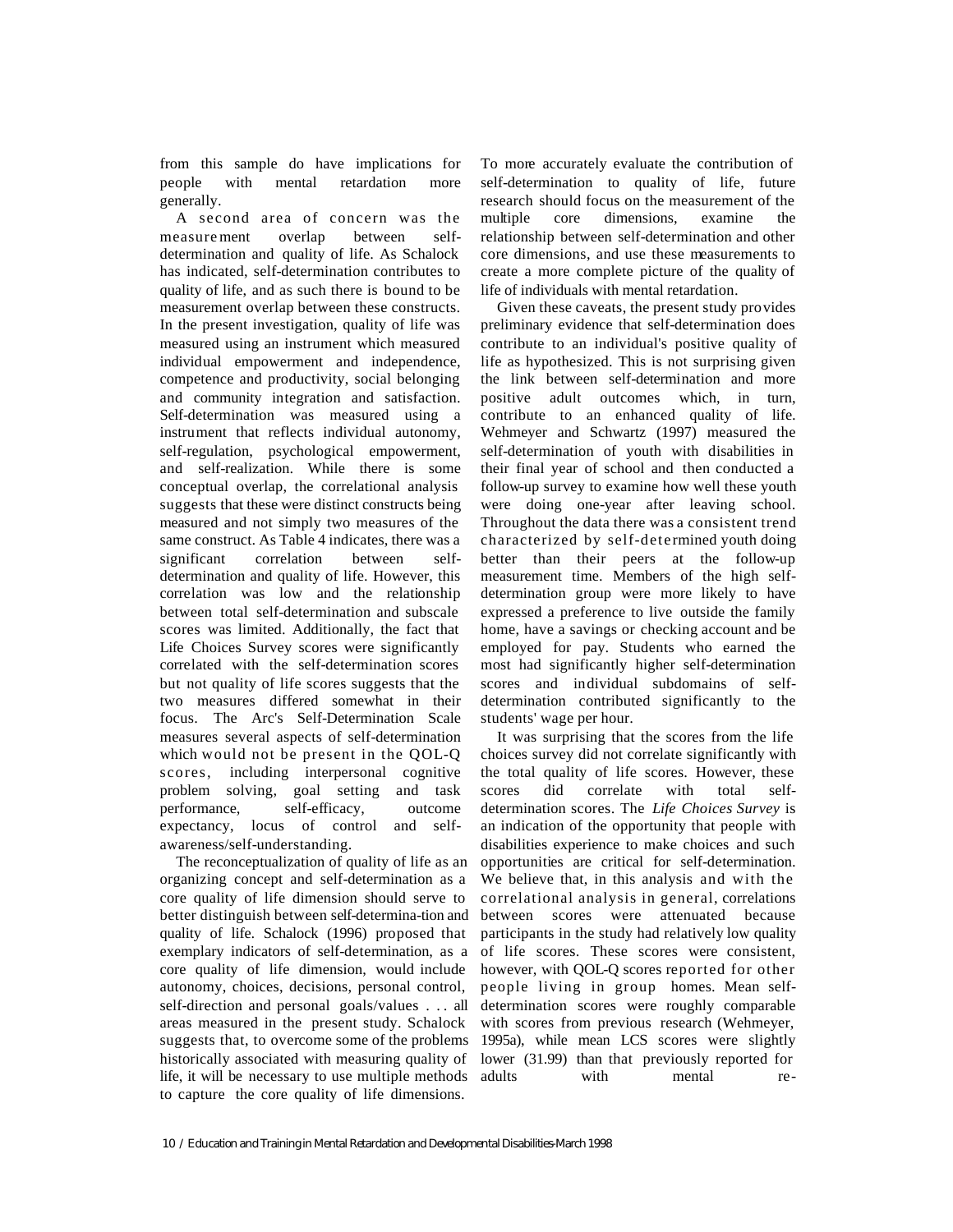from this sample do have implications for people with mental retardation more generally.

A second area of concern was the measurement overlap between self-determination and quality of life. As Schalock has indicated, self-determination contributes to quality of life, and as such there is bound to be measurement overlap between these constructs. In the present investigation, quality of life was measured using an instrument which measured individual empowerment and independence, competence and productivity, social belonging and community integration and satisfaction. Self-determination was measured using a instrument that reflects individual autonomy, self-regulation, psychological empowerment, and self-realization. While there is some conceptual overlap, the correlational analysis suggests that these were distinct constructs being measured and not simply two measures of the same construct. As Table 4 indicates, there was a significant correlation between self-determination and quality of life. However, this correlation was low and the relationship between total self-determination and subscale scores was limited. Additionally, the fact that Life Choices Survey scores were significantly correlated with the self-determination scores but not quality of life scores suggests that the two measures differed somewhat in their focus. The Arc's Self-Determination Scale measures several aspects of self-determination which would not be present in the QOL-Q scores, including interpersonal cognitive problem solving, goal setting and task performance, self-efficacy, outcome expectancy, locus of control and self-awareness/self-understanding.

The reconceptualization of quality of life as an organizing concept and self-determination as a core quality of life dimension should serve to better distinguish between self-determina-tion and quality of life. Schalock (1996) proposed that exemplary indicators of self-determination, as a core quality of life dimension, would include autonomy, choices, decisions, personal control, self-direction and personal goals/values . . . all areas measured in the present study. Schalock suggests that, to overcome some of the problems historically associated with measuring quality of life, it will be necessary to use multiple methods to capture the core quality of life dimensions. To more accurately evaluate the contribution of self-determination to quality of life, future research should focus on the measurement of the multiple core dimensions, examine the relationship between self-determination and other core dimensions, and use these measurements to create a more complete picture of the quality of life of individuals with mental retardation.

Given these caveats, the present study provides preliminary evidence that self-determination does contribute to an individual's positive quality of life as hypothesized. This is not surprising given the link between self-determination and more positive adult outcomes which, in turn, contribute to an enhanced quality of life. Wehmeyer and Schwartz (1997) measured the self-determination of youth with disabilities in their final year of school and then conducted a follow-up survey to examine how well these youth were doing one-year after leaving school. Throughout the data there was a consistent trend characterized by self-determined youth doing better than their peers at the follow-up measurement time. Members of the high self-determination group were more likely to have expressed a preference to live outside the family home, have a savings or checking account and be employed for pay. Students who earned the most had significantly higher self-determination scores and individual subdomains of self-determination contributed significantly to the students' wage per hour.

It was surprising that the scores from the life choices survey did not correlate significantly with the total quality of life scores. However, these scores did correlate with total self-determination scores. The *Life Choices Survey* is an indication of the opportunity that people with disabilities experience to make choices and such opportunities are critical for self-determination. We believe that, in this analysis and with the correlational analysis in general, correlations between scores were attenuated because participants in the study had relatively low quality of life scores. These scores were consistent, however, with QOL-Q scores reported for other people living in group homes. Mean self-determination scores were roughly comparable with scores from previous research (Wehmeyer, 1995a), while mean LCS scores were slightly lower (31.99) than that previously reported for adults with mental re-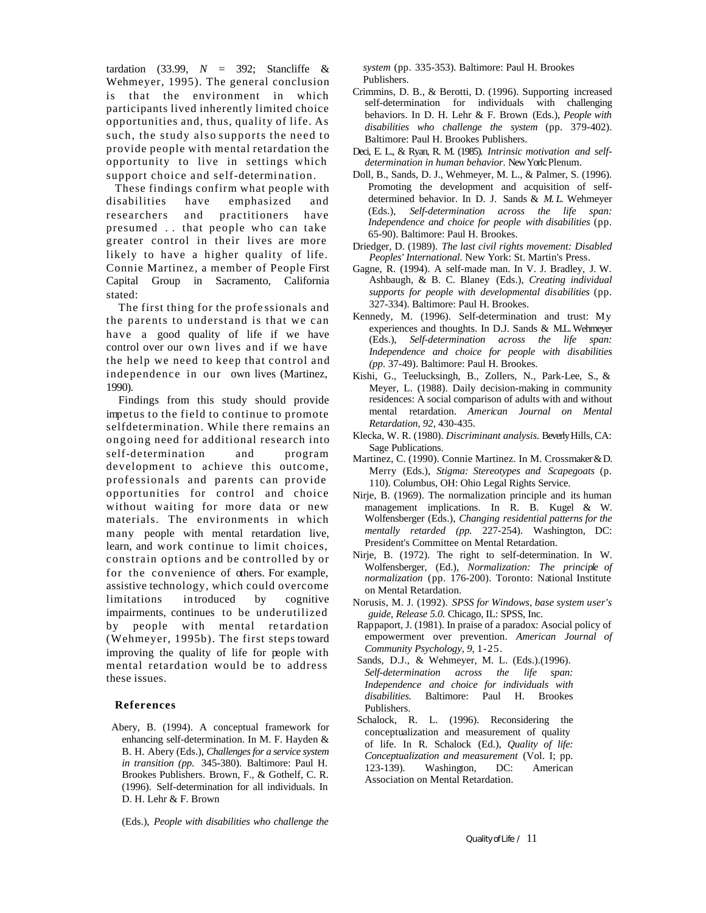tardation (33.99, $N$ = 392; Stancliffe & Wehmeyer, 1995). The general conclusion is that the environment in which participants lived inherently limited choice opportunities and, thus, quality of life. As such, the study also supports the need to provide people with mental retardation the opportunity to live in settings which support choice and self-determination.

These findings confirm what people with disabilities have emphasized and researchers and practitioners have presumed . . that people who can take greater control in their lives are more likely to have a higher quality of life. Connie Martinez, a member of People First Capital Group in Sacramento, California stated:

> The first thing for the professionals and the parents to understand is that we can have a good quality of life if we have control over our own lives and if we have the help we need to keep that control and independence in our own lives (Martinez, 1990).

Findings from this study should provide impetus to the field to continue to promote selfdetermination. While there remains an ongoing need for additional research into self-determination and program development to achieve this outcome, professionals and parents can provide opportunities for control and choice without waiting for more data or new materials. The environments in which many people with mental retardation live, learn, and work continue to limit choices, constrain options and be controlled by or for the convenience of others. For example, assistive technology, which could overcome limitations introduced by cognitive impairments, continues to be underutilized by people with mental retardation (Wehmeyer, 1995b). The first steps toward improving the quality of life for people with mental retardation would be to address these issues.

## References

Abery, B. (1994). A conceptual framework for enhancing self-determination. In M. F. Hayden & B. H. Abery (Eds.), *Challenges for a service system in transition (pp.* 345-380). Baltimore: Paul H. Brookes Publishers. Brown, F., & Gothelf, C. R. (1996). Self-determination for all individuals. In D. H. Lehr & F. Brown (Eds.), *People with disabilities who challenge the system* (pp. 335-353). Baltimore: Paul H. Brookes Publishers.

Crimmins, D. B., & Berotti, D. (1996). Supporting increased self-determination for individuals with challenging behaviors. In D. H. Lehr & F. Brown (Eds.), *People with disabilities who challenge the system* (pp. 379-402). Baltimore: Paul H. Brookes Publishers.

Deci, E. L., & Ryan, R. M. (1985). *Intrinsic motivation and self-determination in human behavior.* New York: Plenum.

Doll, B., Sands, D. J., Wehmeyer, M. L., & Palmer, S. (1996). Promoting the development and acquisition of self-determined behavior. In D. J. Sands & *M. L.* Wehmeyer (Eds.), *Self-determination across the life span: Independence and choice for people with disabilities* (pp. 65-90). Baltimore: Paul H. Brookes.

Driedger, D. (1989). *The last civil rights movement: Disabled Peoples' International.* New York: St. Martin's Press.

Gagne, R. (1994). A self-made man. In V. J. Bradley, J. W. Ashbaugh, & B. C. Blaney (Eds.), *Creating individual supports for people with developmental disabilities* (pp. 327-334). Baltimore: Paul H. Brookes.

Kennedy, M. (1996). Self-determination and trust: My experiences and thoughts. In D.J. Sands & M.L. Wehmeyer (Eds.), *Self-determination across the life span: Independence and choice for people with disabilities (pp.* 37-49). Baltimore: Paul H. Brookes.

Kishi, G., Teelucksingh, B., Zollers, N., Park-Lee, S., & Meyer, L. (1988). Daily decision-making in community residences: A social comparison of adults with and without mental retardation. *American Journal on Mental Retardation, 92,* 430-435.

Klecka, W. R. (1980). *Discriminant analysis.* Beverly Hills, CA: Sage Publications.

Martinez, C. (1990). Connie Martinez. In M. Crossmaker & D. Merry (Eds.), *Stigma: Stereotypes and Scapegoats* (p. 110). Columbus, OH: Ohio Legal Rights Service.

Nirje, B. (1969). The normalization principle and its human management implications. In R. B. Kugel & W. Wolfensberger (Eds.), *Changing residential patterns for the mentally retarded (pp.* 227-254). Washington, DC: President's Committee on Mental Retardation.

Nirje, B. (1972). The right to self-determination. In W. Wolfensberger, (Ed.), *Normalization: The principle of normalization* (pp. 176-200). Toronto: National Institute on Mental Retardation.

Norusis, M. J. (1992). *SPSS for Windows, base system user's guide, Release 5.0.* Chicago, IL: SPSS, Inc.

Rappaport, J. (1981). In praise of a paradox: Asocial policy of empowerment over prevention. *American Journal of Community Psychology, 9,* 1-25.

Sands, D.J., & Wehmeyer, M. L. (Eds.).(1996). *Self-determination across the life span: Independence and choice for individuals with disabilities.* Baltimore: Paul H. Brookes Publishers.

Schalock, R. L. (1996). Reconsidering the conceptualization and measurement of quality of life. In R. Schalock (Ed.), *Quality of life: Conceptualization and measurement* (Vol. I; pp. 123-139). Washington, DC: American Association on Mental Retardation.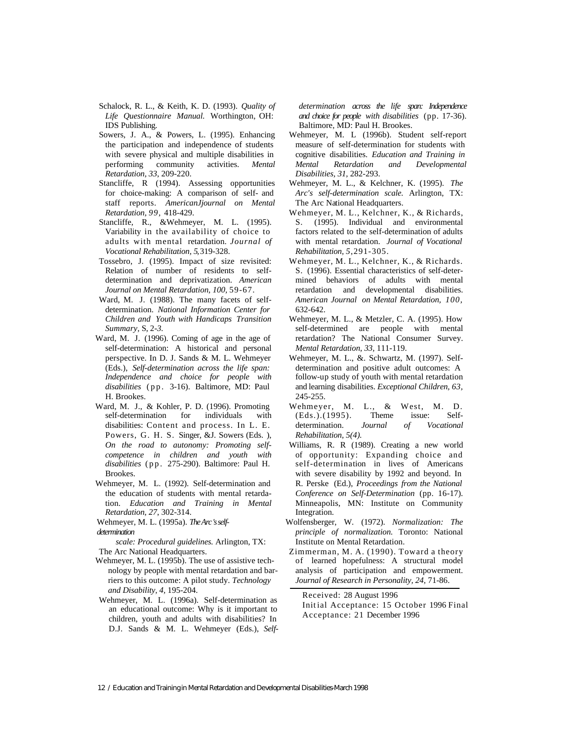Schalock, R. L., & Keith, K. D. (1993). *Quality of Life Questionnaire Manual.* Worthington, OH: IDS Publishing.

Sowers, J. A., & Powers, L. (1995). Enhancing the participation and independence of students with severe physical and multiple disabilities in performing community activities. *Mental Retardation, 33*, 209-220.

Stancliffe, R (1994). Assessing opportunities for choice-making: A comparison of self- and staff reports. *AmericanJjournal on Mental Retardation, 99*, 418-429.

Stancliffe, R., &Wehmeyer, M. L. (1995). Variability in the availability of choice to adults with mental retardation. *Journal of Vocational Rehabilitation, 5*,319-328.

Tossebro, J. (1995). Impact of size revisited: Relation of number of residents to self-determination and deprivatization. *American Journal on Mental Retardation, 100*, 59-67.

Ward, M. J. (1988). The many facets of self-determination. *National Information Center for Children and Youth with Handicaps Transition Summary,* S, 2-*3.*

Ward, M. J. (1996). Coming of age in the age of self-determination: A historical and personal perspective. In D. J. Sands & M. L. Wehmeyer (Eds.), *Self-determination across the life span: Independence and choice for people with disabilities* (pp. 3-16). Baltimore, MD: Paul H. Brookes.

Ward, M. J., & Kohler, P. D. (1996). Promoting self-determination for individuals with disabilities: Content and process. In L. E. Powers, G. H. S. Singer, &J. Sowers (Eds. ), *On the road to autonomy: Promoting self-competence in children and youth with disabilities* (pp. 275-290). Baltimore: Paul H. Brookes.

Wehmeyer, M. L. (1992). Self-determination and the education of students with mental retardation. *Education and Training in Mental Retardation, 27*, 302-314.

Wehmeyer, M. L. (1995a). *The Arc's self-determination scale: Procedural guidelines.* Arlington, TX: The Arc National Headquarters.

Wehmeyer, M. L. (1995b). The use of assistive technology by people with mental retardation and barriers to this outcome: A pilot study. *Technology and Disability, 4*, 195-204.

Wehmeyer, M. L. (1996a). Self-determination as an educational outcome: Why is it important to children, youth and adults with disabilities? In D.J. Sands & M. L. Wehmeyer (Eds.), *Self-determination across the life span: Independence and choice for people with disabilities* (pp. 17-36). Baltimore, MD: Paul H. Brookes.

Wehmeyer, M. L (1996b). Student self-report measure of self-determination for students with cognitive disabilities. *Education and Training in Mental Retardation and Developmental Disabilities, 31,* 282-293.

Wehmeyer, M. L., & Kelchner, K. (1995). *The Arc's self-determination scale.* Arlington, TX: The Arc National Headquarters.

Wehmeyer, M. L., Kelchner, K., & Richards, S. (1995). Individual and environmental factors related to the self-determination of adults with mental retardation. *Journal of Vocational Rehabilitation, 5*,291-305.

Wehmeyer, M. L., Kelchner, K., & Richards. S. (1996). Essential characteristics of self-determined behaviors of adults with mental retardation and developmental disabilities. *American Journal on Mental Retardation, 100*, 632-642.

Wehmeyer, M. L., & Metzler, C. A. (1995). How self-determined are people with mental retardation? The National Consumer Survey. *Mental Retardation, 33,* 111-119.

Wehmeyer, M. L., &. Schwartz, M. (1997). Self-determination and positive adult outcomes: A follow-up study of youth with mental retardation and learning disabilities. *Exceptional Children, 63*, 245-255.

Wehmeyer, M. L., & West, M. D. (Eds.).(1995). Theme issue: Self-determination. *Journal of Vocational Rehabilitation, 5(4).*

Williams, R. R (1989). Creating a new world of opportunity: Expanding choice and self-determination in lives of Americans with severe disability by 1992 and beyond. In R. Perske (Ed.), *Proceedings from the National Conference on Self-Determination* (pp. 16-17). Minneapolis, MN: Institute on Community Integration.

Wolfensberger, W. (1972). *Normalization: The principle of normalization.* Toronto: National Institute on Mental Retardation.

Zimmerman, M. A. (1990). Toward a theory of learned hopefulness: A structural model analysis of participation and empowerment. *Journal of Research in Personality, 24*, 71-86.

---

Received: 28 August 1996
Initial Acceptance: 15 October 1996 Final Acceptance: 21 December 1996